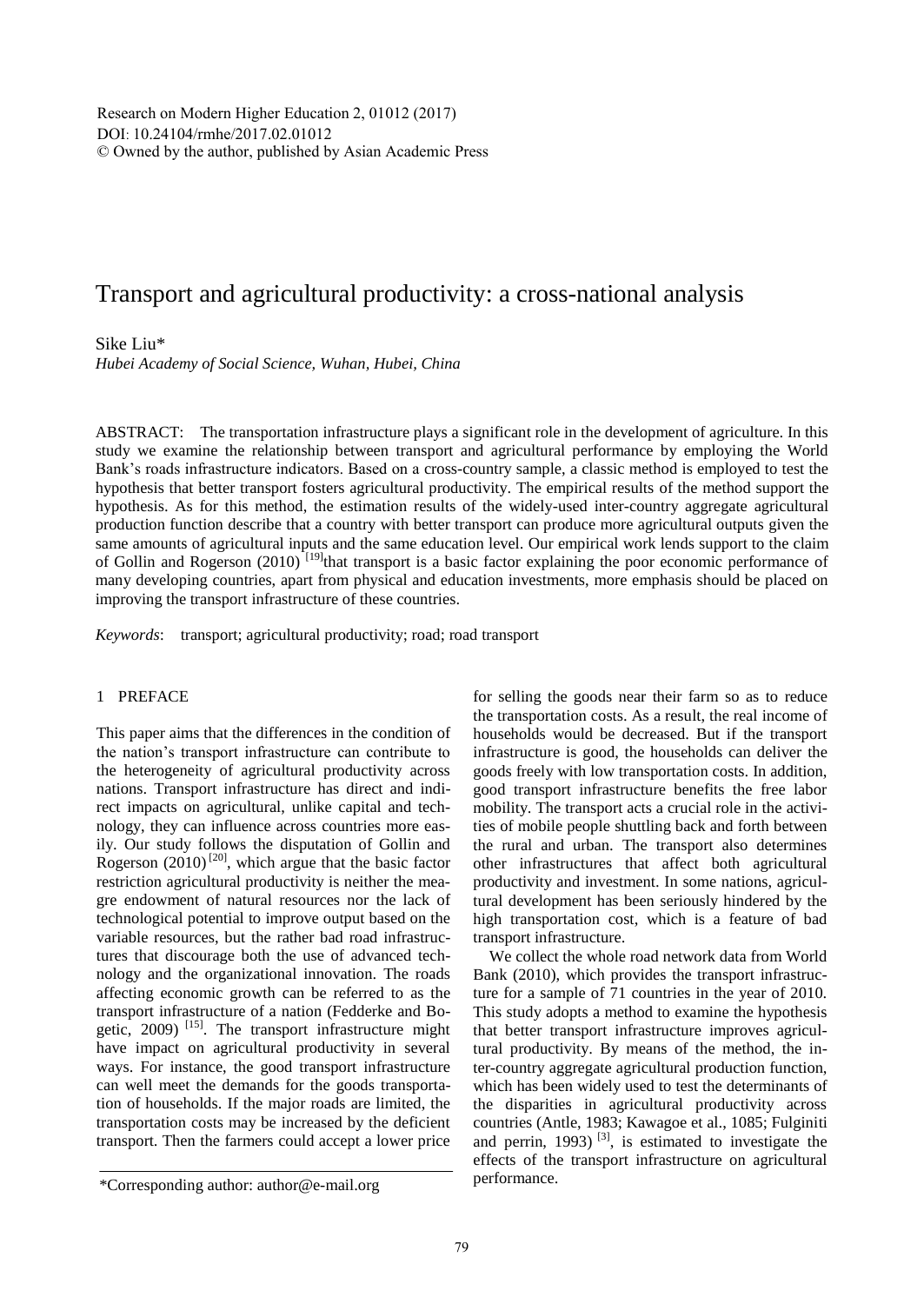Research on Modern Higher Education 2, 01012 (2017)
DOI: 10.24104/rmhe/2017.02.01012
© Owned by the author, published by Asian Academic Press

# Transport and agricultural productivity: a cross-national analysis

Sike Liu*

*Hubei Academy of Social Science, Wuhan, Hubei, China*

ABSTRACT: The transportation infrastructure plays a significant role in the development of agriculture. In this study we examine the relationship between transport and agricultural performance by employing the World Bank's roads infrastructure indicators. Based on a cross-country sample, a classic method is employed to test the hypothesis that better transport fosters agricultural productivity. The empirical results of the method support the hypothesis. As for this method, the estimation results of the widely-used inter-country aggregate agricultural production function describe that a country with better transport can produce more agricultural outputs given the same amounts of agricultural inputs and the same education level. Our empirical work lends support to the claim of Gollin and Rogerson (2010) [19]that transport is a basic factor explaining the poor economic performance of many developing countries, apart from physical and education investments, more emphasis should be placed on improving the transport infrastructure of these countries.

*Keywords*: transport; agricultural productivity; road; road transport

## 1 PREFACE

This paper aims that the differences in the condition of the nation's transport infrastructure can contribute to the heterogeneity of agricultural productivity across nations. Transport infrastructure has direct and indirect impacts on agricultural, unlike capital and technology, they can influence across countries more easily. Our study follows the disputation of Gollin and Rogerson (2010) [20], which argue that the basic factor restriction agricultural productivity is neither the meagre endowment of natural resources nor the lack of technological potential to improve output based on the variable resources, but the rather bad road infrastructures that discourage both the use of advanced technology and the organizational innovation. The roads affecting economic growth can be referred to as the transport infrastructure of a nation (Fedderke and Bogetic, 2009) [15]. The transport infrastructure might have impact on agricultural productivity in several ways. For instance, the good transport infrastructure can well meet the demands for the goods transportation of households. If the major roads are limited, the transportation costs may be increased by the deficient transport. Then the farmers could accept a lower price for selling the goods near their farm so as to reduce the transportation costs. As a result, the real income of households would be decreased. But if the transport infrastructure is good, the households can deliver the goods freely with low transportation costs. In addition, good transport infrastructure benefits the free labor mobility. The transport acts a crucial role in the activities of mobile people shuttling back and forth between the rural and urban. The transport also determines other infrastructures that affect both agricultural productivity and investment. In some nations, agricultural development has been seriously hindered by the high transportation cost, which is a feature of bad transport infrastructure.

We collect the whole road network data from World Bank (2010), which provides the transport infrastructure for a sample of 71 countries in the year of 2010. This study adopts a method to examine the hypothesis that better transport infrastructure improves agricultural productivity. By means of the method, the inter-country aggregate agricultural production function, which has been widely used to test the determinants of the disparities in agricultural productivity across countries (Antle, 1983; Kawagoe et al., 1085; Fulginiti and perrin, 1993) [3], is estimated to investigate the effects of the transport infrastructure on agricultural performance.

*Corresponding author: author@e-mail.org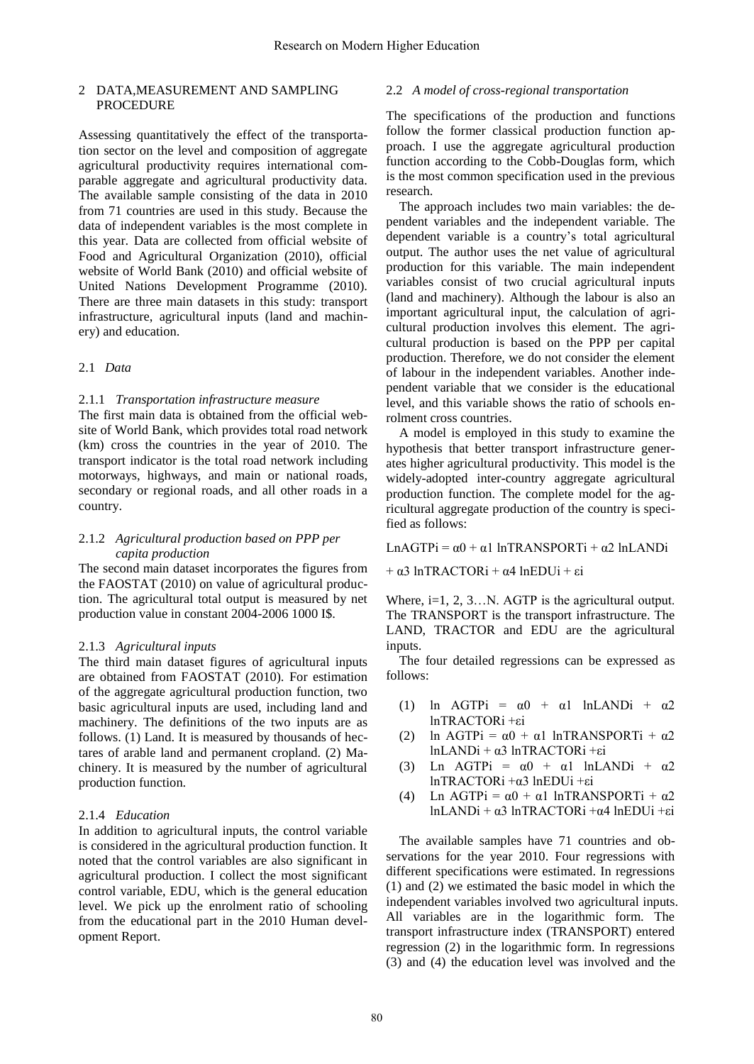## 2 DATA,MEASUREMENT AND SAMPLING PROCEDURE

Assessing quantitatively the effect of the transportation sector on the level and composition of aggregate agricultural productivity requires international comparable aggregate and agricultural productivity data. The available sample consisting of the data in 2010 from 71 countries are used in this study. Because the data of independent variables is the most complete in this year. Data are collected from official website of Food and Agricultural Organization (2010), official website of World Bank (2010) and official website of United Nations Development Programme (2010). There are three main datasets in this study: transport infrastructure, agricultural inputs (land and machinery) and education.

### 2.1 *Data*

#### 2.1.1 *Transportation infrastructure measure*

The first main data is obtained from the official website of World Bank, which provides total road network (km) cross the countries in the year of 2010. The transport indicator is the total road network including motorways, highways, and main or national roads, secondary or regional roads, and all other roads in a country.

#### 2.1.2 *Agricultural production based on PPP per capita production*

The second main dataset incorporates the figures from the FAOSTAT (2010) on value of agricultural production. The agricultural total output is measured by net production value in constant 2004-2006 1000 I$.

#### 2.1.3 *Agricultural inputs*

The third main dataset figures of agricultural inputs are obtained from FAOSTAT (2010). For estimation of the aggregate agricultural production function, two basic agricultural inputs are used, including land and machinery. The definitions of the two inputs are as follows. (1) Land. It is measured by thousands of hectares of arable land and permanent cropland. (2) Machinery. It is measured by the number of agricultural production function.

#### 2.1.4 *Education*

In addition to agricultural inputs, the control variable is considered in the agricultural production function. It noted that the control variables are also significant in agricultural production. I collect the most significant control variable, EDU, which is the general education level. We pick up the enrolment ratio of schooling from the educational part in the 2010 Human development Report.

### 2.2 *A model of cross-regional transportation*

The specifications of the production and functions follow the former classical production function approach. I use the aggregate agricultural production function according to the Cobb-Douglas form, which is the most common specification used in the previous research.

The approach includes two main variables: the dependent variables and the independent variable. The dependent variable is a country's total agricultural output. The author uses the net value of agricultural production for this variable. The main independent variables consist of two crucial agricultural inputs (land and machinery). Although the labour is also an important agricultural input, the calculation of agricultural production involves this element. The agricultural production is based on the PPP per capital production. Therefore, we do not consider the element of labour in the independent variables. Another independent variable that we consider is the educational level, and this variable shows the ratio of schools enrolment cross countries.

A model is employed in this study to examine the hypothesis that better transport infrastructure generates higher agricultural productivity. This model is the widely-adopted inter-country aggregate agricultural production function. The complete model for the agricultural aggregate production of the country is specified as follows:

$$\mathrm{Ln}AGTP_i = \alpha_0 + \alpha_1 \ln TRANSPORT_i + \alpha_2 \ln LAND_i + \alpha_3 \ln TRACTOR_i + \alpha_4 \ln EDU_i + \varepsilon_i$$

Where, i=1, 2, 3…N. AGTP is the agricultural output. The TRANSPORT is the transport infrastructure. The LAND, TRACTOR and EDU are the agricultural inputs.

The four detailed regressions can be expressed as follows:

(1) $\ln AGTP_i = \alpha_0 + \alpha_1 \ln LAND_i + \alpha_2 \ln TRACTOR_i + \varepsilon_i$

(2) $\ln AGTP_i = \alpha_0 + \alpha_1 \ln TRANSPORT_i + \alpha_2 \ln LAND_i + \alpha_3 \ln TRACTOR_i + \varepsilon_i$

(3) $\mathrm{Ln}\ AGTP_i = \alpha_0 + \alpha_1 \ln LAND_i + \alpha_2 \ln TRACTOR_i + \alpha_3 \ln EDU_i + \varepsilon_i$

(4) $\mathrm{Ln}\ AGTP_i = \alpha_0 + \alpha_1 \ln TRANSPORT_i + \alpha_2 \ln LAND_i + \alpha_3 \ln TRACTOR_i + \alpha_4 \ln EDU_i + \varepsilon_i$

The available samples have 71 countries and observations for the year 2010. Four regressions with different specifications were estimated. In regressions (1) and (2) we estimated the basic model in which the independent variables involved two agricultural inputs. All variables are in the logarithmic form. The transport infrastructure index (TRANSPORT) entered regression (2) in the logarithmic form. In regressions (3) and (4) the education level was involved and the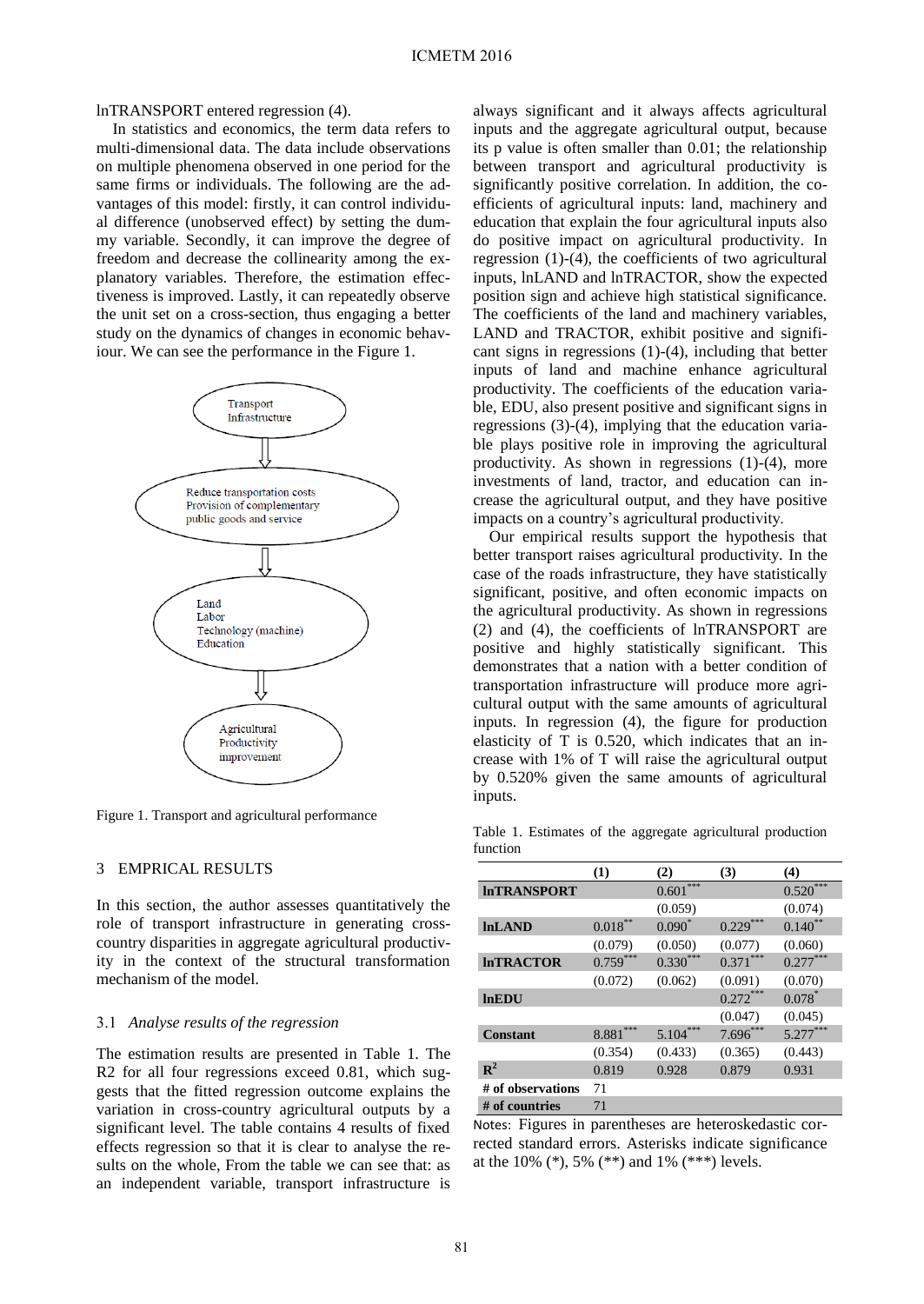lnTRANSPORT entered regression (4).

In statistics and economics, the term data refers to multi-dimensional data. The data include observations on multiple phenomena observed in one period for the same firms or individuals. The following are the advantages of this model: firstly, it can control individual difference (unobserved effect) by setting the dummy variable. Secondly, it can improve the degree of freedom and decrease the collinearity among the explanatory variables. Therefore, the estimation effectiveness is improved. Lastly, it can repeatedly observe the unit set on a cross-section, thus engaging a better study on the dynamics of changes in economic behaviour. We can see the performance in the Figure 1.

Transport Infrastructure

Reduce transportation costs
Provision of complementary public goods and service

Land
Labor
Technology (machine)
Education

Agricultural Productivity improvement

Figure 1. Transport and agricultural performance

## 3 EMPRICAL RESULTS

In this section, the author assesses quantitatively the role of transport infrastructure in generating cross-country disparities in aggregate agricultural productivity in the context of the structural transformation mechanism of the model.

### 3.1 *Analyse results of the regression*

The estimation results are presented in Table 1. The R2 for all four regressions exceed 0.81, which suggests that the fitted regression outcome explains the variation in cross-country agricultural outputs by a significant level. The table contains 4 results of fixed effects regression so that it is clear to analyse the results on the whole, From the table we can see that: as an independent variable, transport infrastructure is always significant and it always affects agricultural inputs and the aggregate agricultural output, because its p value is often smaller than 0.01; the relationship between transport and agricultural productivity is significantly positive correlation. In addition, the coefficients of agricultural inputs: land, machinery and education that explain the four agricultural inputs also do positive impact on agricultural productivity. In regression (1)-(4), the coefficients of two agricultural inputs, lnLAND and lnTRACTOR, show the expected position sign and achieve high statistical significance. The coefficients of the land and machinery variables, LAND and TRACTOR, exhibit positive and significant signs in regressions (1)-(4), including that better inputs of land and machine enhance agricultural productivity. The coefficients of the education variable, EDU, also present positive and significant signs in regressions (3)-(4), implying that the education variable plays positive role in improving the agricultural productivity. As shown in regressions (1)-(4), more investments of land, tractor, and education can increase the agricultural output, and they have positive impacts on a country's agricultural productivity.

Our empirical results support the hypothesis that better transport raises agricultural productivity. In the case of the roads infrastructure, they have statistically significant, positive, and often economic impacts on the agricultural productivity. As shown in regressions (2) and (4), the coefficients of lnTRANSPORT are positive and highly statistically significant. This demonstrates that a nation with a better condition of transportation infrastructure will produce more agricultural output with the same amounts of agricultural inputs. In regression (4), the figure for production elasticity of T is 0.520, which indicates that an increase with 1% of T will raise the agricultural output by 0.520% given the same amounts of agricultural inputs.

Table 1. Estimates of the aggregate agricultural production function

| | (1) | (2) | (3) | (4) |
|---|---|---|---|---|
| **lnTRANSPORT** | | 0.601*** | | 0.520*** |
| | | (0.059) | | (0.074) |
| **lnLAND** | 0.018** | 0.090* | 0.229*** | 0.140** |
| | (0.079) | (0.050) | (0.077) | (0.060) |
| **lnTRACTOR** | 0.759*** | 0.330*** | 0.371*** | 0.277*** |
| | (0.072) | (0.062) | (0.091) | (0.070) |
| **lnEDU** | | | 0.272*** | 0.078* |
| | | | (0.047) | (0.045) |
| **Constant** | 8.881*** | 5.104*** | 7.696*** | 5.277*** |
| | (0.354) | (0.433) | (0.365) | (0.443) |
| $R^2$ | 0.819 | 0.928 | 0.879 | 0.931 |
| **# of observations** | 71 | | | |
| **# of countries** | 71 | | | |

Notes: Figures in parentheses are heteroskedastic corrected standard errors. Asterisks indicate significance at the 10% (*), 5% (**) and 1% (***) levels.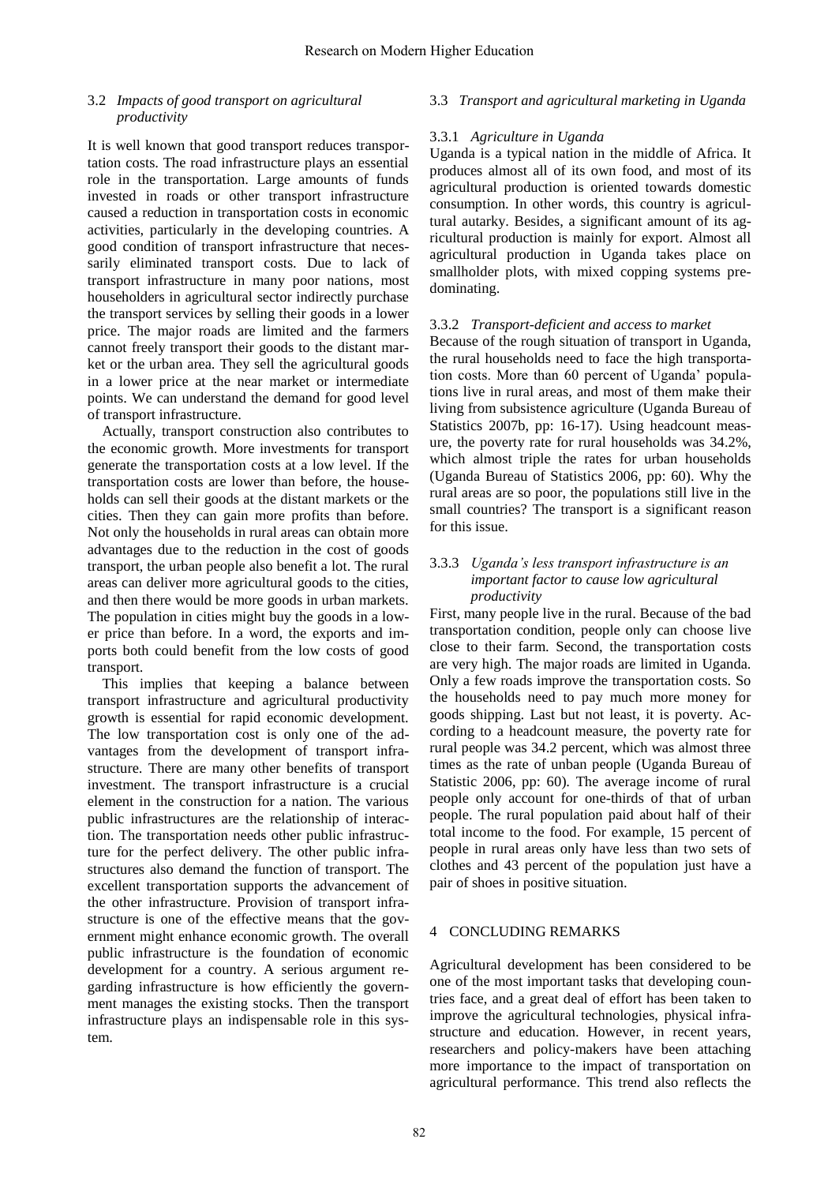### 3.2 *Impacts of good transport on agricultural productivity*

It is well known that good transport reduces transportation costs. The road infrastructure plays an essential role in the transportation. Large amounts of funds invested in roads or other transport infrastructure caused a reduction in transportation costs in economic activities, particularly in the developing countries. A good condition of transport infrastructure that necessarily eliminated transport costs. Due to lack of transport infrastructure in many poor nations, most householders in agricultural sector indirectly purchase the transport services by selling their goods in a lower price. The major roads are limited and the farmers cannot freely transport their goods to the distant market or the urban area. They sell the agricultural goods in a lower price at the near market or intermediate points. We can understand the demand for good level of transport infrastructure.

Actually, transport construction also contributes to the economic growth. More investments for transport generate the transportation costs at a low level. If the transportation costs are lower than before, the households can sell their goods at the distant markets or the cities. Then they can gain more profits than before. Not only the households in rural areas can obtain more advantages due to the reduction in the cost of goods transport, the urban people also benefit a lot. The rural areas can deliver more agricultural goods to the cities, and then there would be more goods in urban markets. The population in cities might buy the goods in a lower price than before. In a word, the exports and imports both could benefit from the low costs of good transport.

This implies that keeping a balance between transport infrastructure and agricultural productivity growth is essential for rapid economic development. The low transportation cost is only one of the advantages from the development of transport infrastructure. There are many other benefits of transport investment. The transport infrastructure is a crucial element in the construction for a nation. The various public infrastructures are the relationship of interaction. The transportation needs other public infrastructure for the perfect delivery. The other public infrastructures also demand the function of transport. The excellent transportation supports the advancement of the other infrastructure. Provision of transport infrastructure is one of the effective means that the government might enhance economic growth. The overall public infrastructure is the foundation of economic development for a country. A serious argument regarding infrastructure is how efficiently the government manages the existing stocks. Then the transport infrastructure plays an indispensable role in this system.

### 3.3 *Transport and agricultural marketing in Uganda*

#### 3.3.1 *Agriculture in Uganda*

Uganda is a typical nation in the middle of Africa. It produces almost all of its own food, and most of its agricultural production is oriented towards domestic consumption. In other words, this country is agricultural autarky. Besides, a significant amount of its agricultural production is mainly for export. Almost all agricultural production in Uganda takes place on smallholder plots, with mixed copping systems predominating.

#### 3.3.2 *Transport-deficient and access to market*

Because of the rough situation of transport in Uganda, the rural households need to face the high transportation costs. More than 60 percent of Uganda' populations live in rural areas, and most of them make their living from subsistence agriculture (Uganda Bureau of Statistics 2007b, pp: 16-17). Using headcount measure, the poverty rate for rural households was 34.2%, which almost triple the rates for urban households (Uganda Bureau of Statistics 2006, pp: 60). Why the rural areas are so poor, the populations still live in the small countries? The transport is a significant reason for this issue.

#### 3.3.3 *Uganda's less transport infrastructure is an important factor to cause low agricultural productivity*

First, many people live in the rural. Because of the bad transportation condition, people only can choose live close to their farm. Second, the transportation costs are very high. The major roads are limited in Uganda. Only a few roads improve the transportation costs. So the households need to pay much more money for goods shipping. Last but not least, it is poverty. According to a headcount measure, the poverty rate for rural people was 34.2 percent, which was almost three times as the rate of unban people (Uganda Bureau of Statistic 2006, pp: 60). The average income of rural people only account for one-thirds of that of urban people. The rural population paid about half of their total income to the food. For example, 15 percent of people in rural areas only have less than two sets of clothes and 43 percent of the population just have a pair of shoes in positive situation.

## 4 CONCLUDING REMARKS

Agricultural development has been considered to be one of the most important tasks that developing countries face, and a great deal of effort has been taken to improve the agricultural technologies, physical infrastructure and education. However, in recent years, researchers and policy-makers have been attaching more importance to the impact of transportation on agricultural performance. This trend also reflects the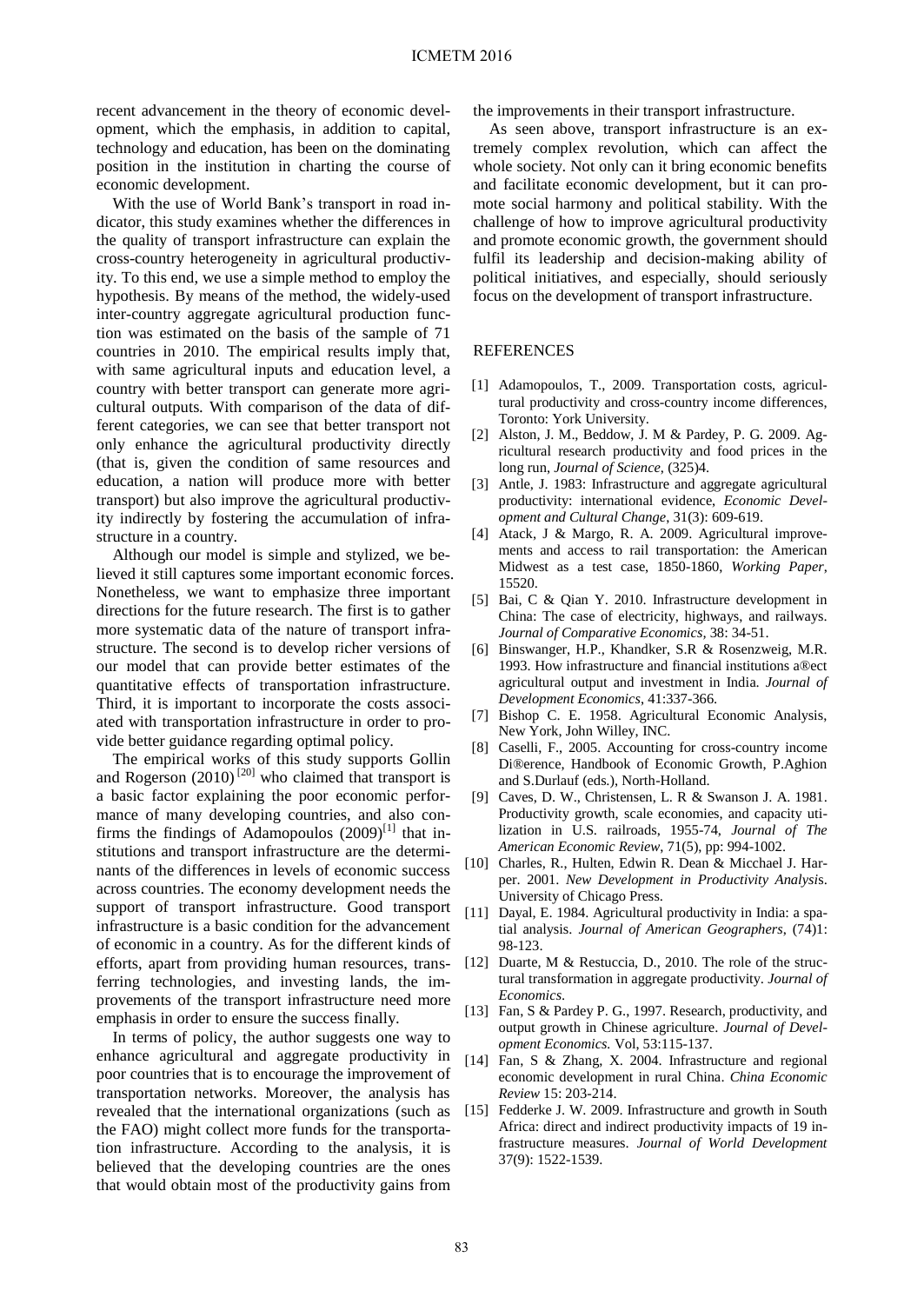recent advancement in the theory of economic development, which the emphasis, in addition to capital, technology and education, has been on the dominating position in the institution in charting the course of economic development.

With the use of World Bank's transport in road indicator, this study examines whether the differences in the quality of transport infrastructure can explain the cross-country heterogeneity in agricultural productivity. To this end, we use a simple method to employ the hypothesis. By means of the method, the widely-used inter-country aggregate agricultural production function was estimated on the basis of the sample of 71 countries in 2010. The empirical results imply that, with same agricultural inputs and education level, a country with better transport can generate more agricultural outputs. With comparison of the data of different categories, we can see that better transport not only enhance the agricultural productivity directly (that is, given the condition of same resources and education, a nation will produce more with better transport) but also improve the agricultural productivity indirectly by fostering the accumulation of infrastructure in a country.

Although our model is simple and stylized, we believed it still captures some important economic forces. Nonetheless, we want to emphasize three important directions for the future research. The first is to gather more systematic data of the nature of transport infrastructure. The second is to develop richer versions of our model that can provide better estimates of the quantitative effects of transportation infrastructure. Third, it is important to incorporate the costs associated with transportation infrastructure in order to provide better guidance regarding optimal policy.

The empirical works of this study supports Gollin and Rogerson (2010) [20] who claimed that transport is a basic factor explaining the poor economic performance of many developing countries, and also confirms the findings of Adamopoulos (2009)[1] that institutions and transport infrastructure are the determinants of the differences in levels of economic success across countries. The economy development needs the support of transport infrastructure. Good transport infrastructure is a basic condition for the advancement of economic in a country. As for the different kinds of efforts, apart from providing human resources, transferring technologies, and investing lands, the improvements of the transport infrastructure need more emphasis in order to ensure the success finally.

In terms of policy, the author suggests one way to enhance agricultural and aggregate productivity in poor countries that is to encourage the improvement of transportation networks. Moreover, the analysis has revealed that the international organizations (such as the FAO) might collect more funds for the transportation infrastructure. According to the analysis, it is believed that the developing countries are the ones that would obtain most of the productivity gains from the improvements in their transport infrastructure.

As seen above, transport infrastructure is an extremely complex revolution, which can affect the whole society. Not only can it bring economic benefits and facilitate economic development, but it can promote social harmony and political stability. With the challenge of how to improve agricultural productivity and promote economic growth, the government should fulfil its leadership and decision-making ability of political initiatives, and especially, should seriously focus on the development of transport infrastructure.

## REFERENCES

[1] Adamopoulos, T., 2009. Transportation costs, agricultural productivity and cross-country income differences, Toronto: York University.

[2] Alston, J. M., Beddow, J. M & Pardey, P. G. 2009. Agricultural research productivity and food prices in the long run, *Journal of Science*, (325)4.

[3] Antle, J. 1983: Infrastructure and aggregate agricultural productivity: international evidence, *Economic Development and Cultural Change*, 31(3): 609-619.

[4] Atack, J & Margo, R. A. 2009. Agricultural improvements and access to rail transportation: the American Midwest as a test case, 1850-1860, *Working Paper*, 15520.

[5] Bai, C & Qian Y. 2010. Infrastructure development in China: The case of electricity, highways, and railways. *Journal of Comparative Economics*, 38: 34-51.

[6] Binswanger, H.P., Khandker, S.R & Rosenzweig, M.R. 1993. How infrastructure and financial institutions a®ect agricultural output and investment in India. *Journal of Development Economics*, 41:337-366.

[7] Bishop C. E. 1958. Agricultural Economic Analysis, New York, John Willey, INC.

[8] Caselli, F., 2005. Accounting for cross-country income Di®erence, Handbook of Economic Growth, P.Aghion and S.Durlauf (eds.), North-Holland.

[9] Caves, D. W., Christensen, L. R & Swanson J. A. 1981. Productivity growth, scale economies, and capacity utilization in U.S. railroads, 1955-74, *Journal of The American Economic Review*, 71(5), pp: 994-1002.

[10] Charles, R., Hulten, Edwin R. Dean & Micchael J. Harper. 2001. *New Development in Productivity Analysis*. University of Chicago Press.

[11] Dayal, E. 1984. Agricultural productivity in India: a spatial analysis. *Journal of American Geographers*, (74)1: 98-123.

[12] Duarte, M & Restuccia, D., 2010. The role of the structural transformation in aggregate productivity. *Journal of Economics*.

[13] Fan, S & Pardey P. G., 1997. Research, productivity, and output growth in Chinese agriculture. *Journal of Development Economics*. Vol, 53:115-137.

[14] Fan, S & Zhang, X. 2004. Infrastructure and regional economic development in rural China. *China Economic Review* 15: 203-214.

[15] Fedderke J. W. 2009. Infrastructure and growth in South Africa: direct and indirect productivity impacts of 19 infrastructure measures. *Journal of World Development* 37(9): 1522-1539.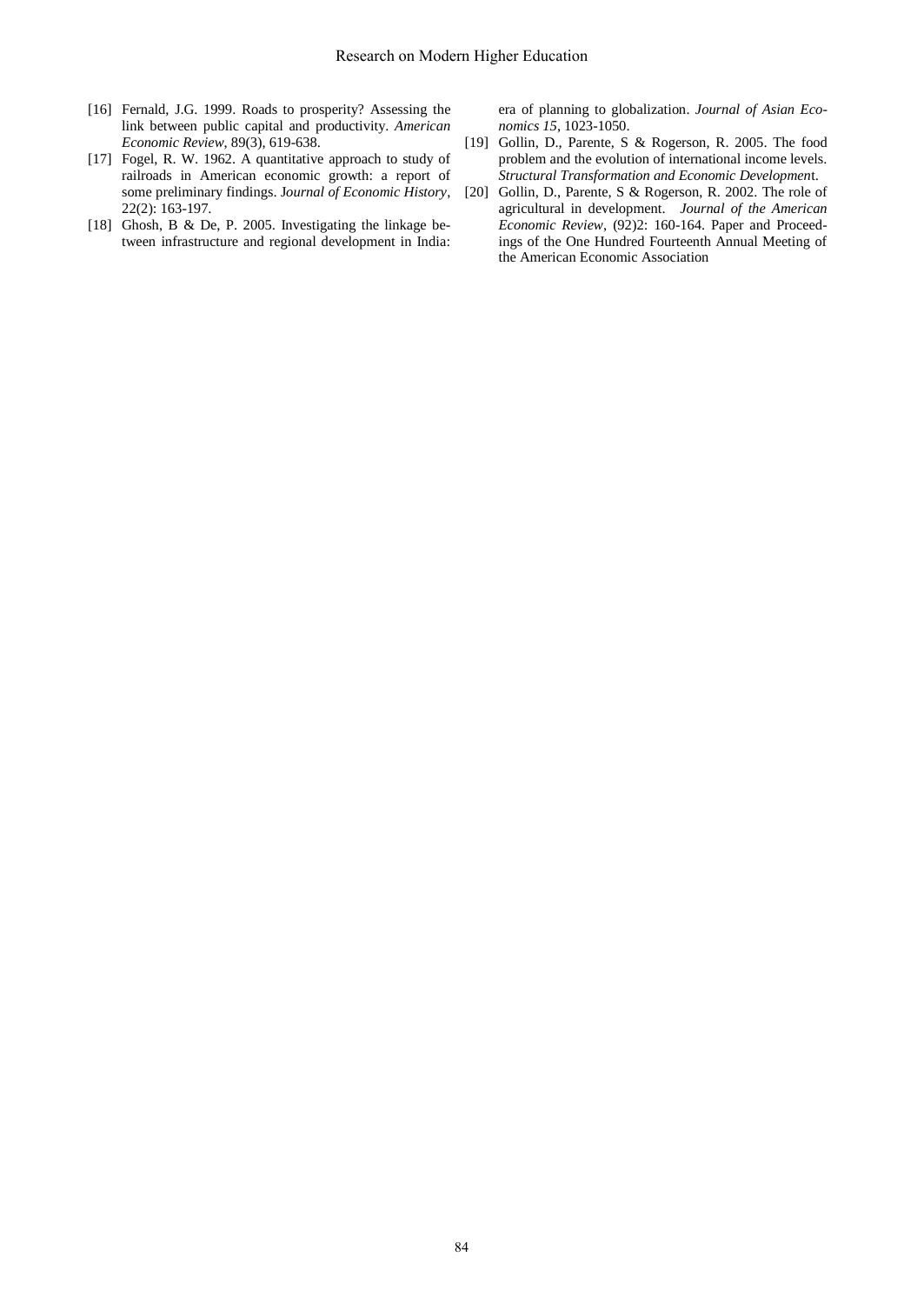[16] Fernald, J.G. 1999. Roads to prosperity? Assessing the link between public capital and productivity. *American Economic Review*, 89(3), 619-638.

[17] Fogel, R. W. 1962. A quantitative approach to study of railroads in American economic growth: a report of some preliminary findings. J*ournal of Economic History*, 22(2): 163-197.

[18] Ghosh, B & De, P. 2005. Investigating the linkage between infrastructure and regional development in India: era of planning to globalization. *Journal of Asian Economics 15*, 1023-1050.

[19] Gollin, D., Parente, S & Rogerson, R. 2005. The food problem and the evolution of international income levels. *Structural Transformation and Developmen*t.

[20] Gollin, D., Parente, S & Rogerson, R. 2002. The role of agricultural in development. *Journal of the American Economic Review*, (92)2: 160-164. Paper and Proceedings of the One Hundred Fourteenth Annual Meeting of the American Economic Association